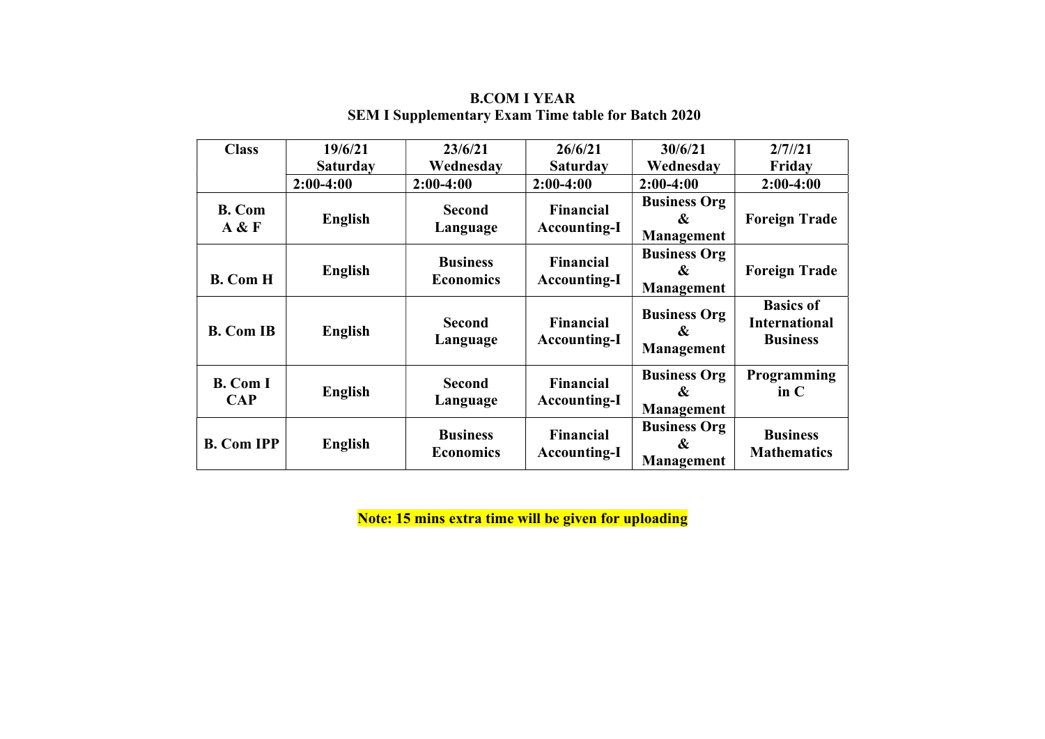**B.COM I YEAR**
**SEM I Supplementary Exam Time table for Batch 2020**

| Class | 19/6/21 Saturday | 23/6/21 Wednesday | 26/6/21 Saturday | 30/6/21 Wednesday | 2/7//21 Friday |
|---|---|---|---|---|---|
| | 2:00-4:00 | 2:00-4:00 | 2:00-4:00 | 2:00-4:00 | 2:00-4:00 |
| B. Com A & F | English | Second Language | Financial Accounting-I | Business Org & Management | Foreign Trade |
| B. Com H | English | Business Economics | Financial Accounting-I | Business Org & Management | Foreign Trade |
| B. Com IB | English | Second Language | Financial Accounting-I | Business Org & Management | Basics of International Business |
| B. Com I CAP | English | Second Language | Financial Accounting-I | Business Org & Management | Programming in C |
| B. Com IPP | English | Business Economics | Financial Accounting-I | Business Org & Management | Business Mathematics |

**Note: 15 mins extra time will be given for uploading**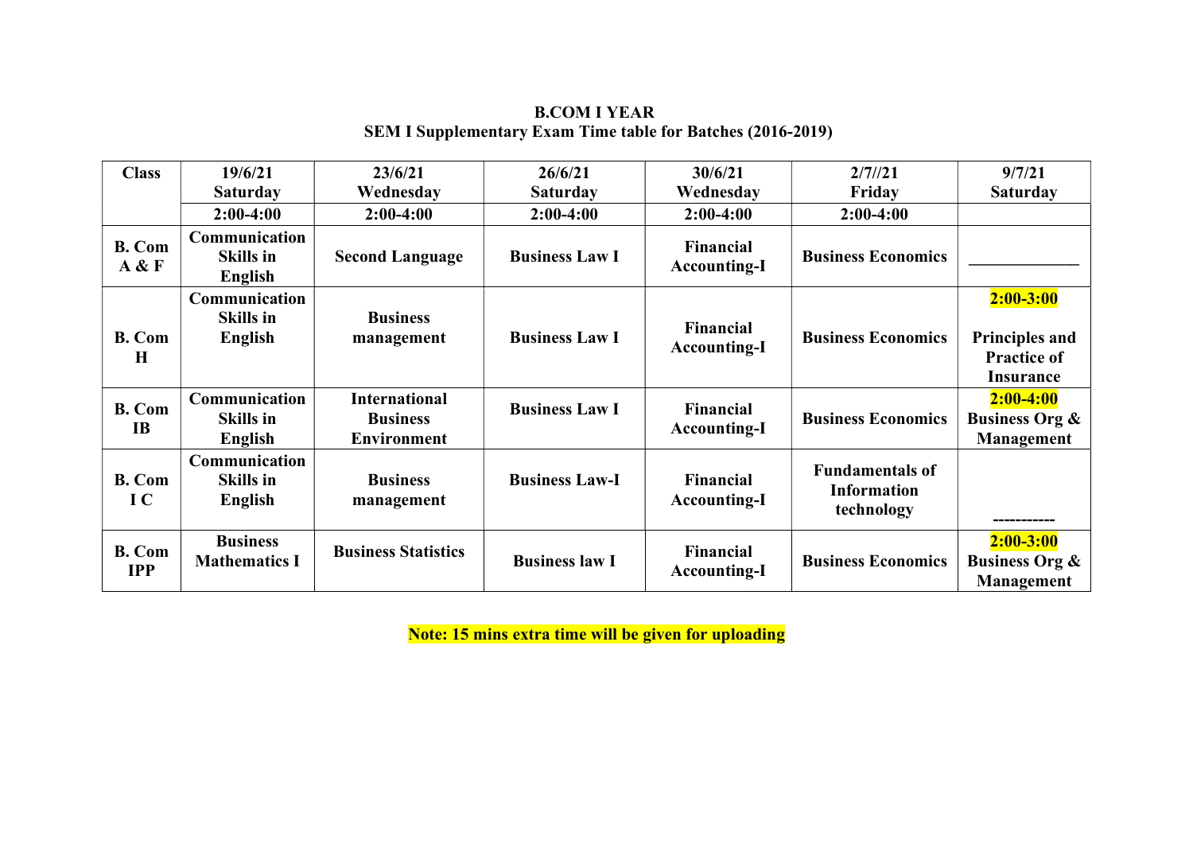**B.COM I YEAR**

**SEM I Supplementary Exam Time table for Batches (2016-2019)**

| Class | 19/6/21 Saturday | 23/6/21 Wednesday | 26/6/21 Saturday | 30/6/21 Wednesday | 2/7//21 Friday | 9/7/21 Saturday |
|---|---|---|---|---|---|---|
| | 2:00-4:00 | 2:00-4:00 | 2:00-4:00 | 2:00-4:00 | 2:00-4:00 | |
| B. Com A & F | Communication Skills in English | Second Language | Business Law I | Financial Accounting-I | Business Economics | ____________ |
| B. Com H | Communication Skills in English | Business management | Business Law I | Financial Accounting-I | Business Economics | 2:00-3:00 Principles and Practice of Insurance |
| B. Com IB | Communication Skills in English | International Business Environment | Business Law I | Financial Accounting-I | Business Economics | 2:00-4:00 Business Org & Management |
| B. Com I C | Communication Skills in English | Business management | Business Law-I | Financial Accounting-I | Fundamentals of Information technology | ----------- |
| B. Com IPP | Business Mathematics I | Business Statistics | Business law I | Financial Accounting-I | Business Economics | 2:00-3:00 Business Org & Management |

**Note: 15 mins extra time will be given for uploading**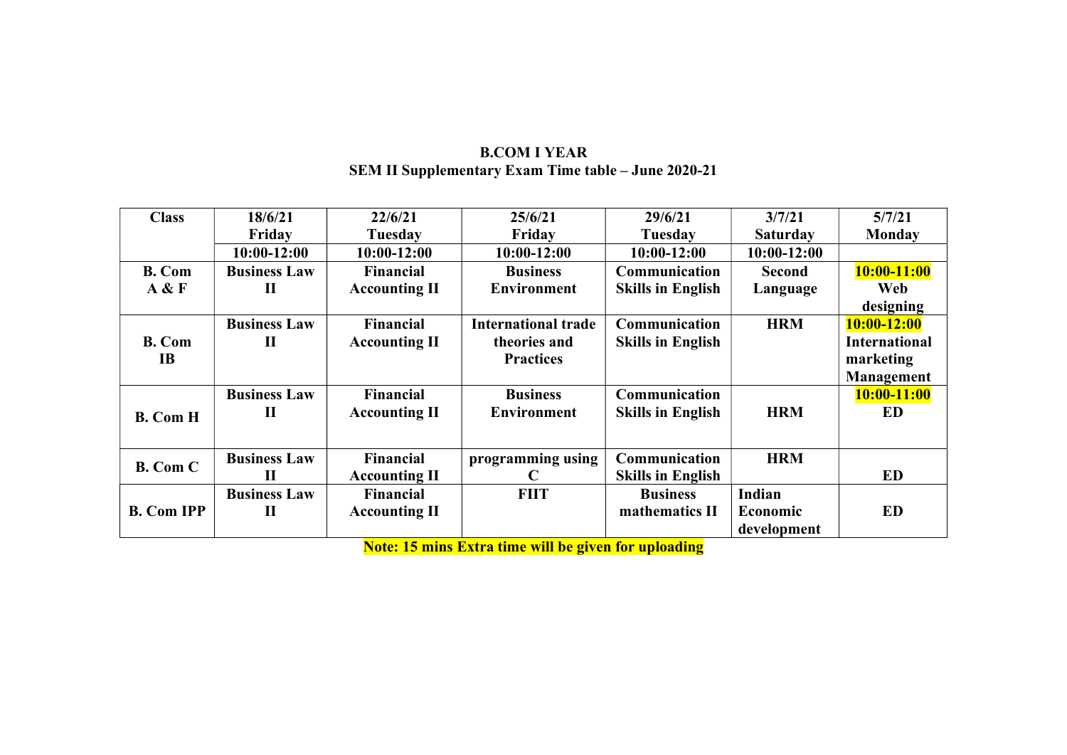**B.COM I YEAR**
**SEM II Supplementary Exam Time table – June 2020-21**

| Class | 18/6/21 Friday | 22/6/21 Tuesday | 25/6/21 Friday | 29/6/21 Tuesday | 3/7/21 Saturday | 5/7/21 Monday |
|---|---|---|---|---|---|---|
| | 10:00-12:00 | 10:00-12:00 | 10:00-12:00 | 10:00-12:00 | 10:00-12:00 | |
| B. Com A & F | Business Law II | Financial Accounting II | Business Environment | Communication Skills in English | Second Language | 10:00-11:00 Web designing |
| B. Com IB | Business Law II | Financial Accounting II | International trade theories and Practices | Communication Skills in English | HRM | 10:00-12:00 International marketing Management |
| B. Com H | Business Law II | Financial Accounting II | Business Environment | Communication Skills in English | HRM | 10:00-11:00 ED |
| B. Com C | Business Law II | Financial Accounting II | programming using C | Communication Skills in English | HRM | ED |
| B. Com IPP | Business Law II | Financial Accounting II | FIIT | Business mathematics II | Indian Economic development | ED |

**Note: 15 mins Extra time will be given for uploading**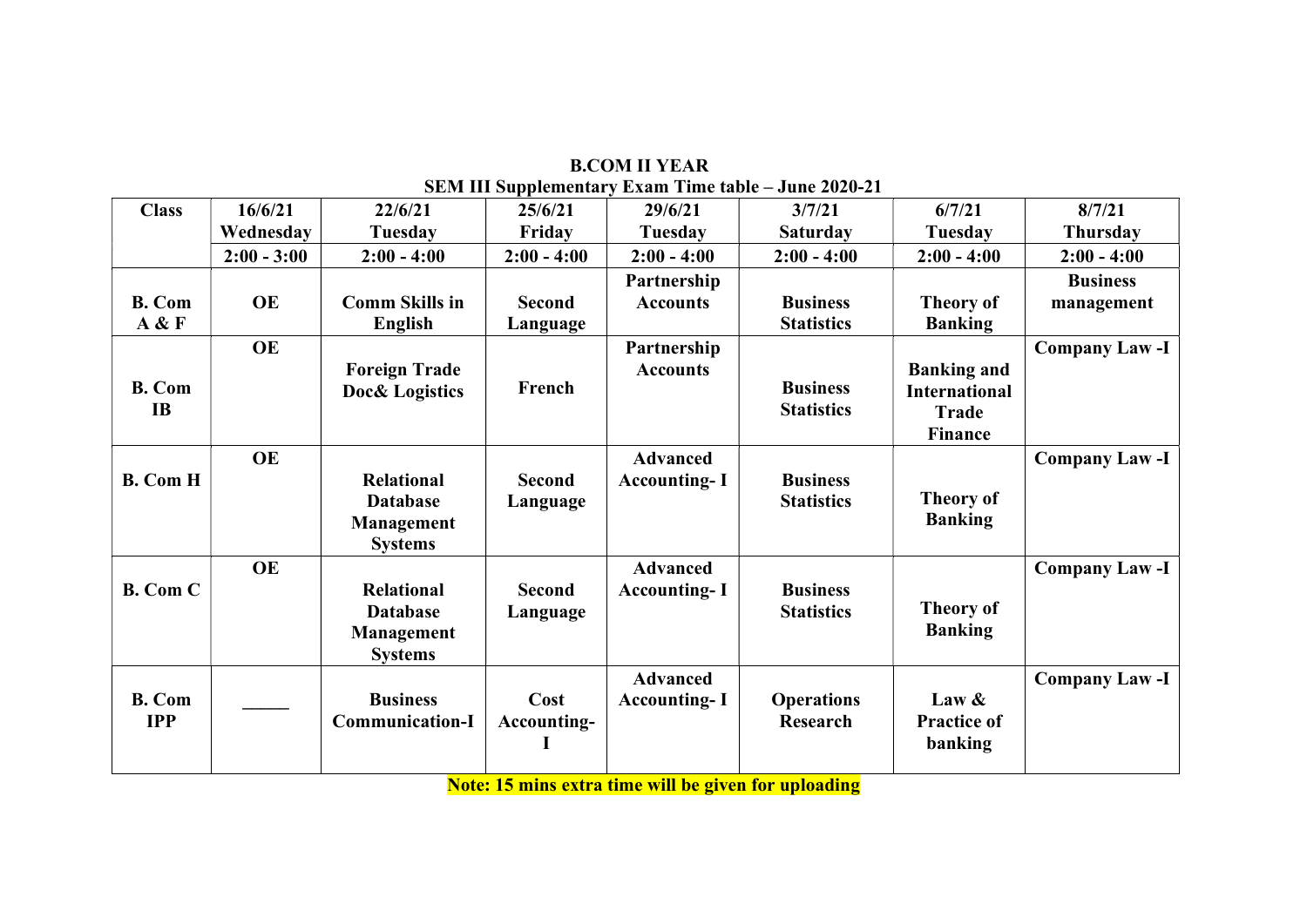**B.COM II YEAR**

**SEM III Supplementary Exam Time table – June 2020-21**

| Class | 16/6/21 Wednesday | 22/6/21 Tuesday | 25/6/21 Friday | 29/6/21 Tuesday | 3/7/21 Saturday | 6/7/21 Tuesday | 8/7/21 Thursday |
|---|---|---|---|---|---|---|---|
| | 2:00 - 3:00 | 2:00 - 4:00 | 2:00 - 4:00 | 2:00 - 4:00 | 2:00 - 4:00 | 2:00 - 4:00 | 2:00 - 4:00 |
| B. Com A & F | OE | Comm Skills in English | Second Language | Partnership Accounts | Business Statistics | Theory of Banking | Business management |
| B. Com IB | OE | Foreign Trade Doc& Logistics | French | Partnership Accounts | Business Statistics | Banking and International Trade Finance | Company Law -I |
| B. Com H | OE | Relational Database Management Systems | Second Language | Advanced Accounting- I | Business Statistics | Theory of Banking | Company Law -I |
| B. Com C | OE | Relational Database Management Systems | Second Language | Advanced Accounting- I | Business Statistics | Theory of Banking | Company Law -I |
| B. Com IPP | _____ | Business Communication-I | Cost Accounting-I | Advanced Accounting- I | Operations Research | Law & Practice of banking | Company Law -I |

**Note: 15 mins extra time will be given for uploading**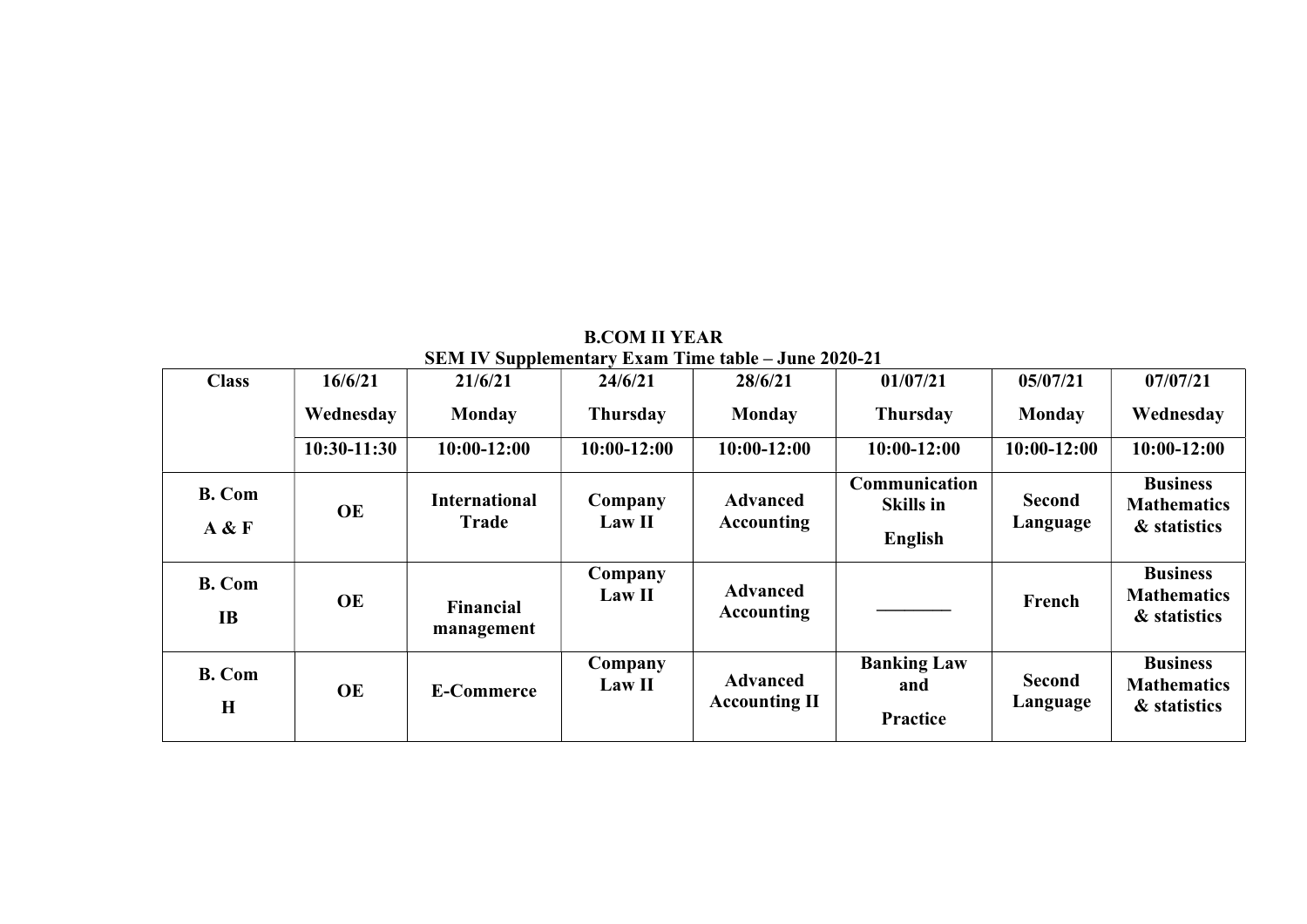**B.COM II YEAR**

**SEM IV Supplementary Exam Time table – June 2020-21**

| Class | 16/6/21 Wednesday 10:30-11:30 | 21/6/21 Monday 10:00-12:00 | 24/6/21 Thursday 10:00-12:00 | 28/6/21 Monday 10:00-12:00 | 01/07/21 Thursday 10:00-12:00 | 05/07/21 Monday 10:00-12:00 | 07/07/21 Wednesday 10:00-12:00 |
|---|---|---|---|---|---|---|---|
| **B. Com A & F** | **OE** | **International Trade** | **Company Law II** | **Advanced Accounting** | **Communication Skills in English** | **Second Language** | **Business Mathematics & statistics** |
| **B. Com IB** | **OE** | **Financial management** | **Company Law II** | **Advanced Accounting** | ________ | **French** | **Business Mathematics & statistics** |
| **B. Com H** | **OE** | **E-Commerce** | **Company Law II** | **Advanced Accounting II** | **Banking Law and Practice** | **Second Language** | **Business Mathematics & statistics** |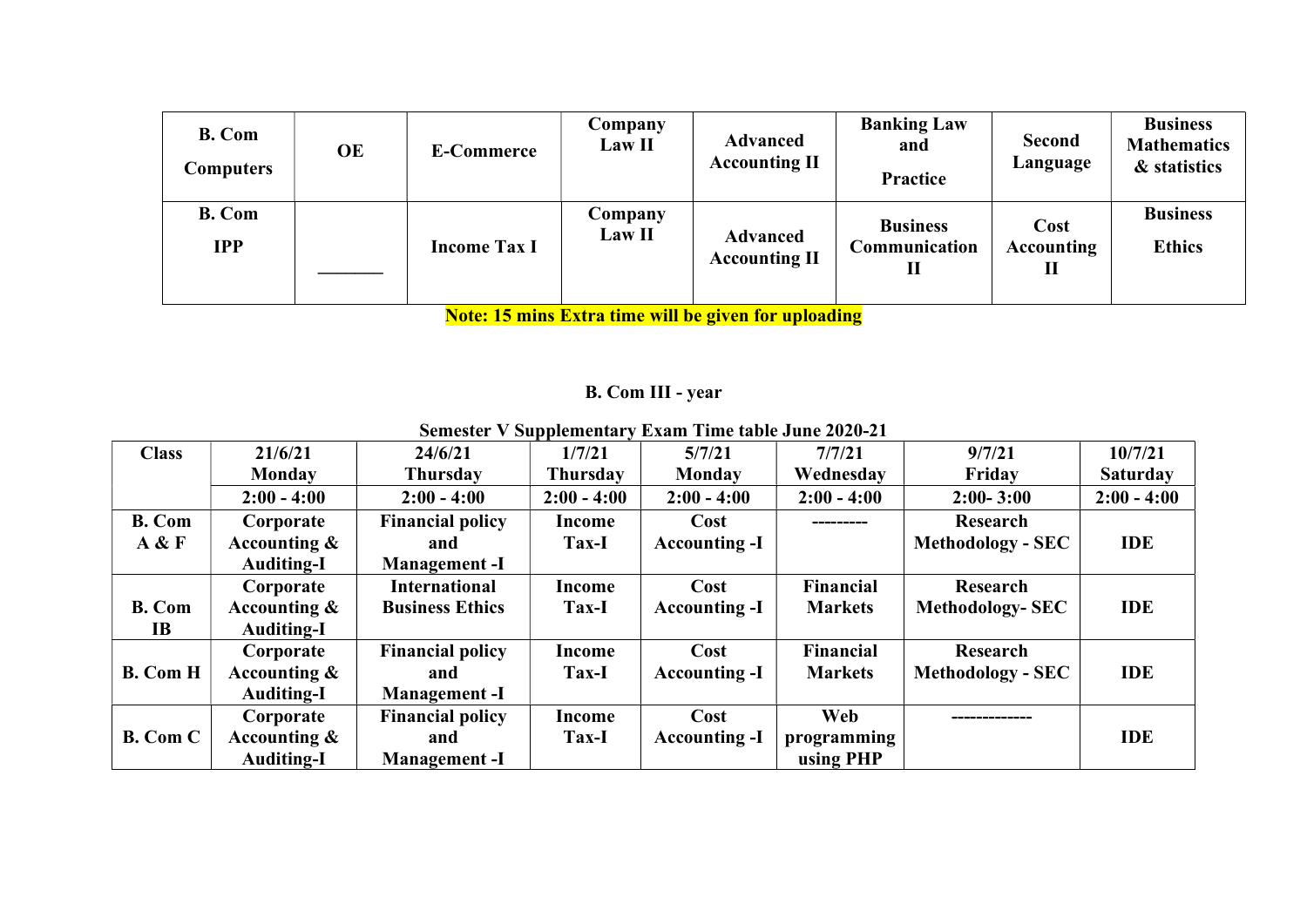| B. Com Computers | OE | E-Commerce | Company Law II | Advanced Accounting II | Banking Law and Practice | Second Language | Business Mathematics & statistics |
|---|---|---|---|---|---|---|---|
| B. Com IPP | _______ | Income Tax I | Company Law II | Advanced Accounting II | Business Communication II | Cost Accounting II | Business Ethics |

**Note: 15 mins Extra time will be given for uploading**

## B. Com III - year

### Semester V Supplementary Exam Time table June 2020-21

| Class | 21/6/21 Monday | 24/6/21 Thursday | 1/7/21 Thursday | 5/7/21 Monday | 7/7/21 Wednesday | 9/7/21 Friday | 10/7/21 Saturday |
|---|---|---|---|---|---|---|---|
| | 2:00 - 4:00 | 2:00 - 4:00 | 2:00 - 4:00 | 2:00 - 4:00 | 2:00 - 4:00 | 2:00- 3:00 | 2:00 - 4:00 |
| B. Com A & F | Corporate Accounting & Auditing-I | Financial policy and Management -I | Income Tax-I | Cost Accounting -I | --------- | Research Methodology - SEC | IDE |
| B. Com IB | Corporate Accounting & Auditing-I | International Business Ethics | Income Tax-I | Cost Accounting -I | Financial Markets | Research Methodology- SEC | IDE |
| B. Com H | Corporate Accounting & Auditing-I | Financial policy and Management -I | Income Tax-I | Cost Accounting -I | Financial Markets | Research Methodology - SEC | IDE |
| B. Com C | Corporate Accounting & Auditing-I | Financial policy and Management -I | Income Tax-I | Cost Accounting -I | Web programming using PHP | ------------- | IDE |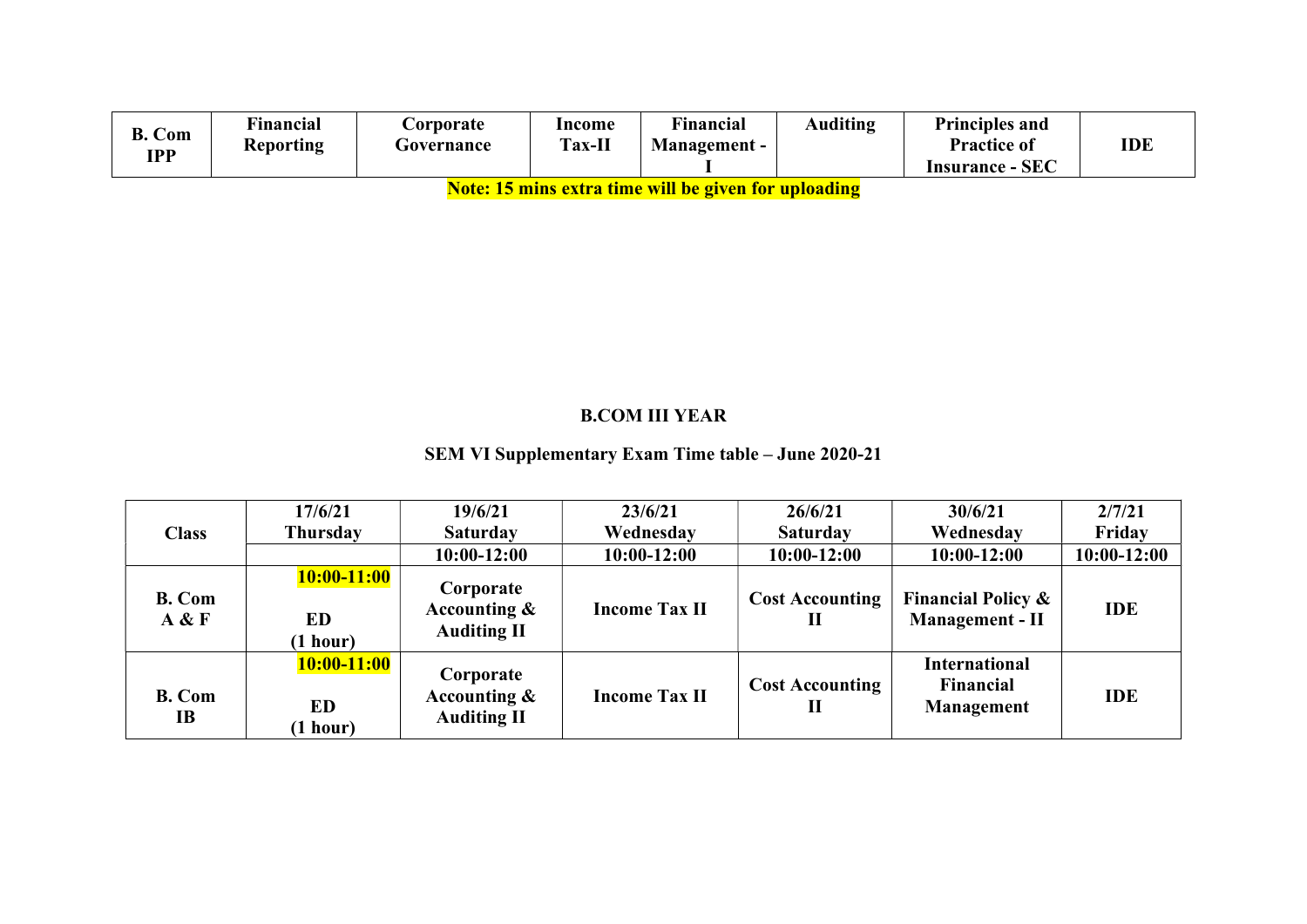| B. Com IPP | Financial Reporting | Corporate Governance | Income Tax-II | Financial Management - I | Auditing | Principles and Practice of Insurance - SEC | IDE |
|---|---|---|---|---|---|---|---|

**Note: 15 mins extra time will be given for uploading**

**B.COM III YEAR**

**SEM VI Supplementary Exam Time table – June 2020-21**

| Class | 17/6/21 Thursday | 19/6/21 Saturday | 23/6/21 Wednesday | 26/6/21 Saturday | 30/6/21 Wednesday | 2/7/21 Friday |
|---|---|---|---|---|---|---|
| | | 10:00-12:00 | 10:00-12:00 | 10:00-12:00 | 10:00-12:00 | 10:00-12:00 |
| B. Com A & F | 10:00-11:00 ED (1 hour) | Corporate Accounting & Auditing II | Income Tax II | Cost Accounting II | Financial Policy & Management - II | IDE |
| B. Com IB | 10:00-11:00 ED (1 hour) | Corporate Accounting & Auditing II | Income Tax II | Cost Accounting II | International Financial Management | IDE |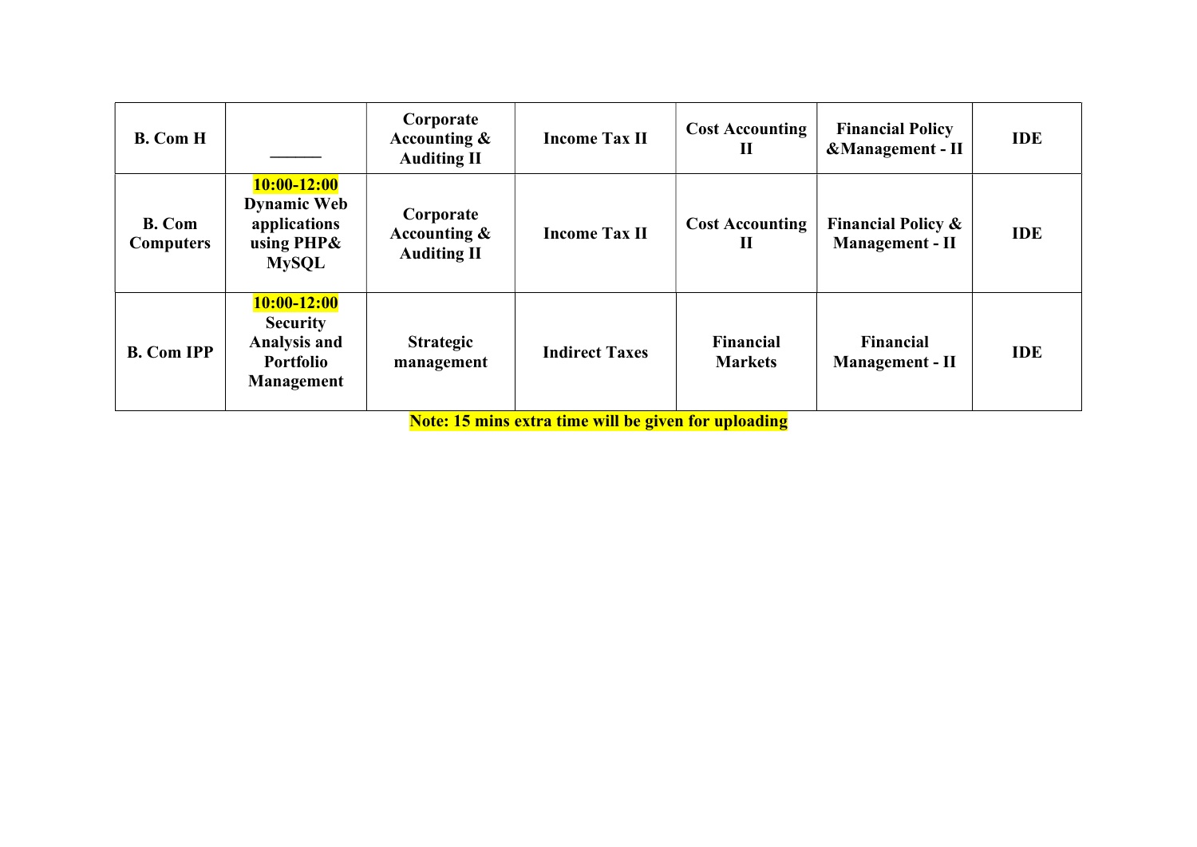| | | | | | | |
|---|---|---|---|---|---|---|
| **B. Com H** | **———** | **Corporate Accounting & Auditing II** | **Income Tax II** | **Cost Accounting II** | **Financial Policy &Management - II** | **IDE** |
| **B. Com Computers** | **10:00-12:00 Dynamic Web applications using PHP& MySQL** | **Corporate Accounting & Auditing II** | **Income Tax II** | **Cost Accounting II** | **Financial Policy & Management - II** | **IDE** |
| **B. Com IPP** | **10:00-12:00 Security Analysis and Portfolio Management** | **Strategic management** | **Indirect Taxes** | **Financial Markets** | **Financial Management - II** | **IDE** |

**Note: 15 mins extra time will be given for uploading**